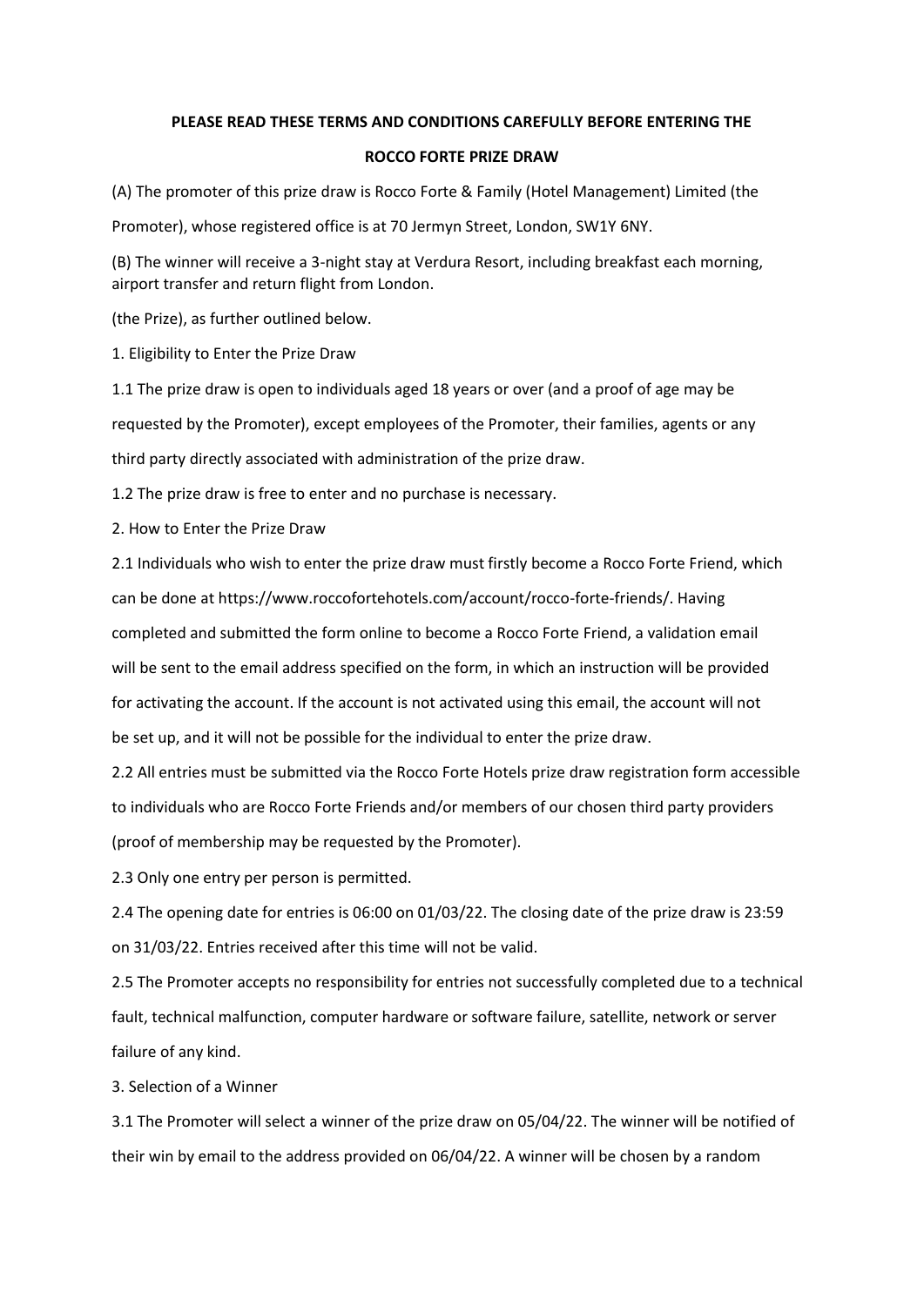**PLEASE READ THESE TERMS AND CONDITIONS CAREFULLY BEFORE ENTERING THE**

**ROCCO FORTE PRIZE DRAW**

(A) The promoter of this prize draw is Rocco Forte & Family (Hotel Management) Limited (the Promoter), whose registered office is at 70 Jermyn Street, London, SW1Y 6NY.

(B) The winner will receive a 3-night stay at Verdura Resort, including breakfast each morning, airport transfer and return flight from London.

(the Prize), as further outlined below.

1. Eligibility to Enter the Prize Draw

1.1 The prize draw is open to individuals aged 18 years or over (and a proof of age may be requested by the Promoter), except employees of the Promoter, their families, agents or any third party directly associated with administration of the prize draw.

1.2 The prize draw is free to enter and no purchase is necessary.

2. How to Enter the Prize Draw

2.1 Individuals who wish to enter the prize draw must firstly become a Rocco Forte Friend, which can be done at https://www.roccofortehotels.com/account/rocco-forte-friends/. Having completed and submitted the form online to become a Rocco Forte Friend, a validation email will be sent to the email address specified on the form, in which an instruction will be provided for activating the account. If the account is not activated using this email, the account will not be set up, and it will not be possible for the individual to enter the prize draw.

2.2 All entries must be submitted via the Rocco Forte Hotels prize draw registration form accessible to individuals who are Rocco Forte Friends and/or members of our chosen third party providers (proof of membership may be requested by the Promoter).

2.3 Only one entry per person is permitted.

2.4 The opening date for entries is 06:00 on 01/03/22. The closing date of the prize draw is 23:59 on 31/03/22. Entries received after this time will not be valid.

2.5 The Promoter accepts no responsibility for entries not successfully completed due to a technical fault, technical malfunction, computer hardware or software failure, satellite, network or server failure of any kind.

3. Selection of a Winner

3.1 The Promoter will select a winner of the prize draw on 05/04/22. The winner will be notified of their win by email to the address provided on 06/04/22. A winner will be chosen by a random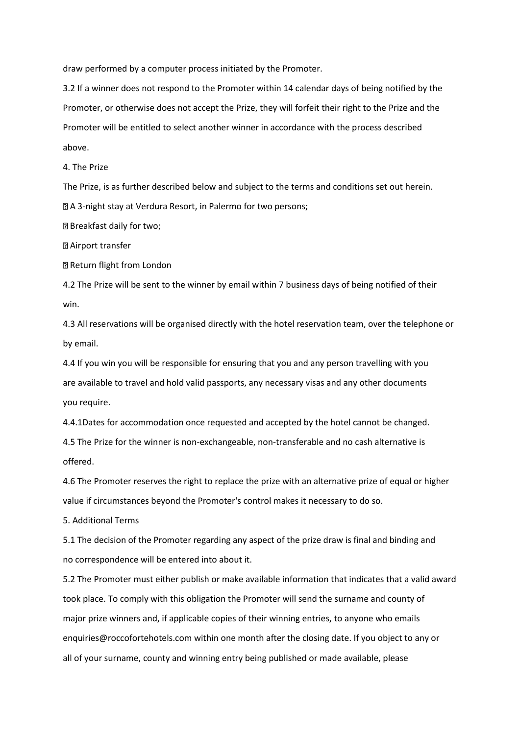draw performed by a computer process initiated by the Promoter.

3.2 If a winner does not respond to the Promoter within 14 calendar days of being notified by the Promoter, or otherwise does not accept the Prize, they will forfeit their right to the Prize and the Promoter will be entitled to select another winner in accordance with the process described above.

4. The Prize

The Prize, is as further described below and subject to the terms and conditions set out herein.

- A 3-night stay at Verdura Resort, in Palermo for two persons;
- Breakfast daily for two;
- Airport transfer
- Return flight from London

4.2 The Prize will be sent to the winner by email within 7 business days of being notified of their win.

4.3 All reservations will be organised directly with the hotel reservation team, over the telephone or by email.

4.4 If you win you will be responsible for ensuring that you and any person travelling with you are available to travel and hold valid passports, any necessary visas and any other documents you require.

4.4.1Dates for accommodation once requested and accepted by the hotel cannot be changed.

4.5 The Prize for the winner is non-exchangeable, non-transferable and no cash alternative is offered.

4.6 The Promoter reserves the right to replace the prize with an alternative prize of equal or higher value if circumstances beyond the Promoter's control makes it necessary to do so.

5. Additional Terms

5.1 The decision of the Promoter regarding any aspect of the prize draw is final and binding and no correspondence will be entered into about it.

5.2 The Promoter must either publish or make available information that indicates that a valid award took place. To comply with this obligation the Promoter will send the surname and county of major prize winners and, if applicable copies of their winning entries, to anyone who emails enquiries@roccofortehotels.com within one month after the closing date. If you object to any or all of your surname, county and winning entry being published or made available, please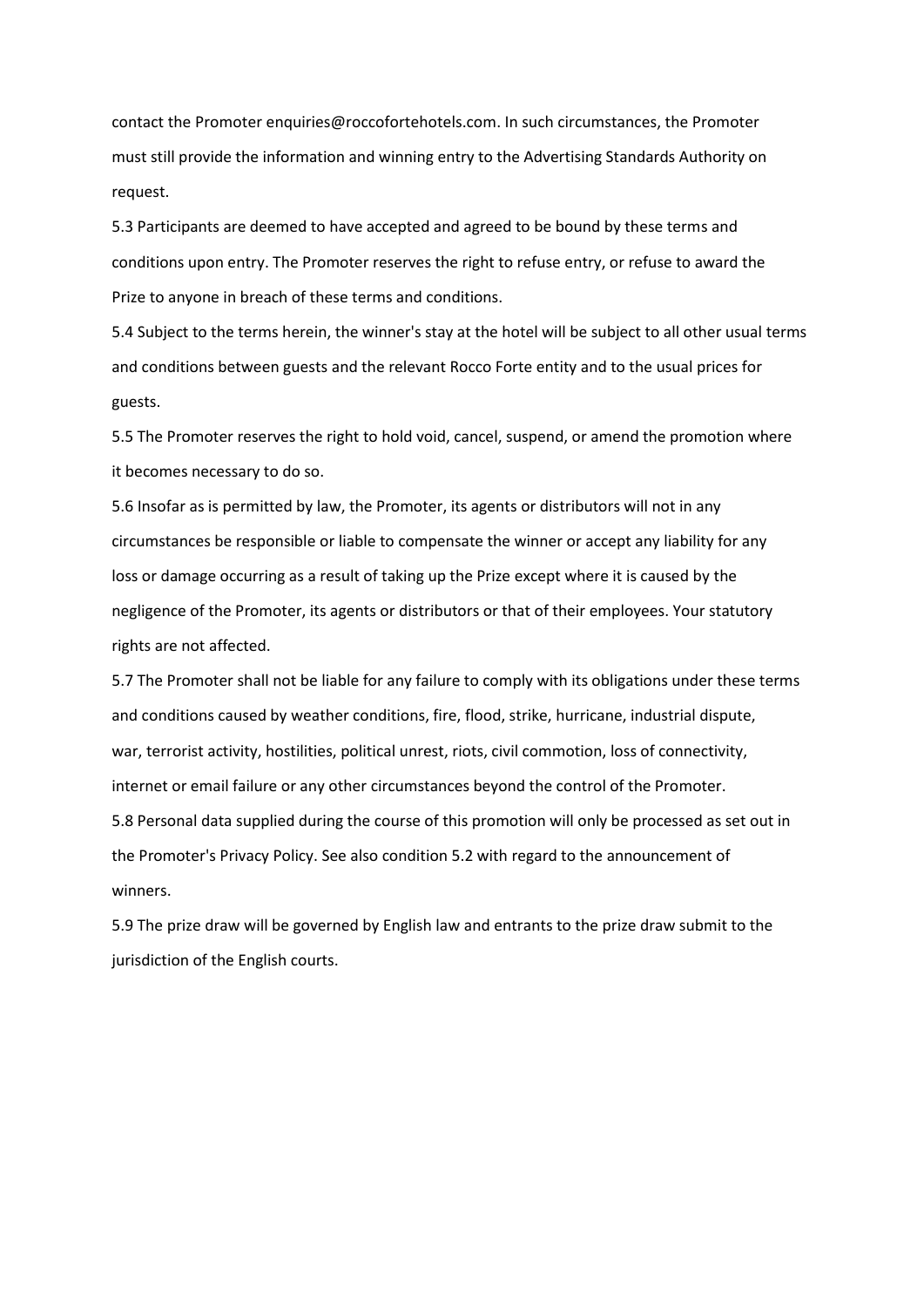contact the Promoter enquiries@roccofortehotels.com. In such circumstances, the Promoter must still provide the information and winning entry to the Advertising Standards Authority on request.

5.3 Participants are deemed to have accepted and agreed to be bound by these terms and conditions upon entry. The Promoter reserves the right to refuse entry, or refuse to award the Prize to anyone in breach of these terms and conditions.

5.4 Subject to the terms herein, the winner's stay at the hotel will be subject to all other usual terms and conditions between guests and the relevant Rocco Forte entity and to the usual prices for guests.

5.5 The Promoter reserves the right to hold void, cancel, suspend, or amend the promotion where it becomes necessary to do so.

5.6 Insofar as is permitted by law, the Promoter, its agents or distributors will not in any circumstances be responsible or liable to compensate the winner or accept any liability for any loss or damage occurring as a result of taking up the Prize except where it is caused by the negligence of the Promoter, its agents or distributors or that of their employees. Your statutory rights are not affected.

5.7 The Promoter shall not be liable for any failure to comply with its obligations under these terms and conditions caused by weather conditions, fire, flood, strike, hurricane, industrial dispute, war, terrorist activity, hostilities, political unrest, riots, civil commotion, loss of connectivity, internet or email failure or any other circumstances beyond the control of the Promoter.

5.8 Personal data supplied during the course of this promotion will only be processed as set out in the Promoter's Privacy Policy. See also condition 5.2 with regard to the announcement of winners.

5.9 The prize draw will be governed by English law and entrants to the prize draw submit to the jurisdiction of the English courts.